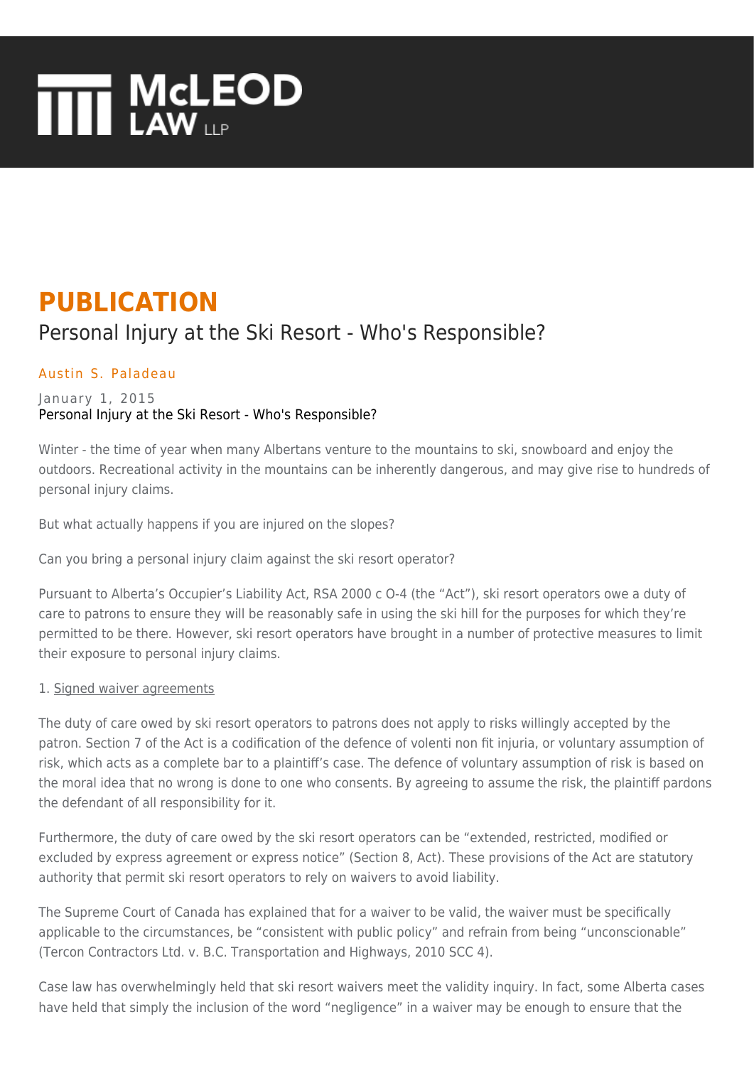# PUBLICATION

## Personal Injury at the Ski Resort - Who's Responsible?

Austin S. Paladeau

January 1, 2015

Personal Injury at the Ski Resort - Who's Responsible?

Winter - the time of year when many Albertans venture to the mountains to ski, snowboard and enjoy the outdoors. Recreational activity in the mountains can be inherently dangerous, and may give rise to hundreds of personal injury claims.

But what actually happens if you are injured on the slopes?

Can you bring a personal injury claim against the ski resort operator?

Pursuant to Alberta's Occupier's Liability Act, RSA 2000 c O-4 (the "Act"), ski resort operators owe a duty of care to patrons to ensure they will be reasonably safe in using the ski hill for the purposes for which they're permitted to be there. However, ski resort operators have brought in a number of protective measures to limit their exposure to personal injury claims.

1. Signed waiver agreements

The duty of care owed by ski resort operators to patrons does not apply to risks willingly accepted by the patron. Section 7 of the Act is a codification of the defence of volenti non fit injuria, or voluntary assumption of risk, which acts as a complete bar to a plaintiff's case. The defence of voluntary assumption of risk is based on the moral idea that no wrong is done to one who consents. By agreeing to assume the risk, the plaintiff pardons the defendant of all responsibility for it.

Furthermore, the duty of care owed by the ski resort operators can be "extended, restricted, modified or excluded by express agreement or express notice" (Section 8, Act). These provisions of the Act are statutory authority that permit ski resort operators to rely on waivers to avoid liability.

The Supreme Court of Canada has explained that for a waiver to be valid, the waiver must be specifically applicable to the circumstances, be "consistent with public policy" and refrain from being "unconscionable" (Tercon Contractors Ltd. v. B.C. Transportation and Highways, 2010 SCC 4).

Case law has overwhelmingly held that ski resort waivers meet the validity inquiry. In fact, some Alberta cases have held that simply the inclusion of the word "negligence" in a waiver may be enough to ensure that the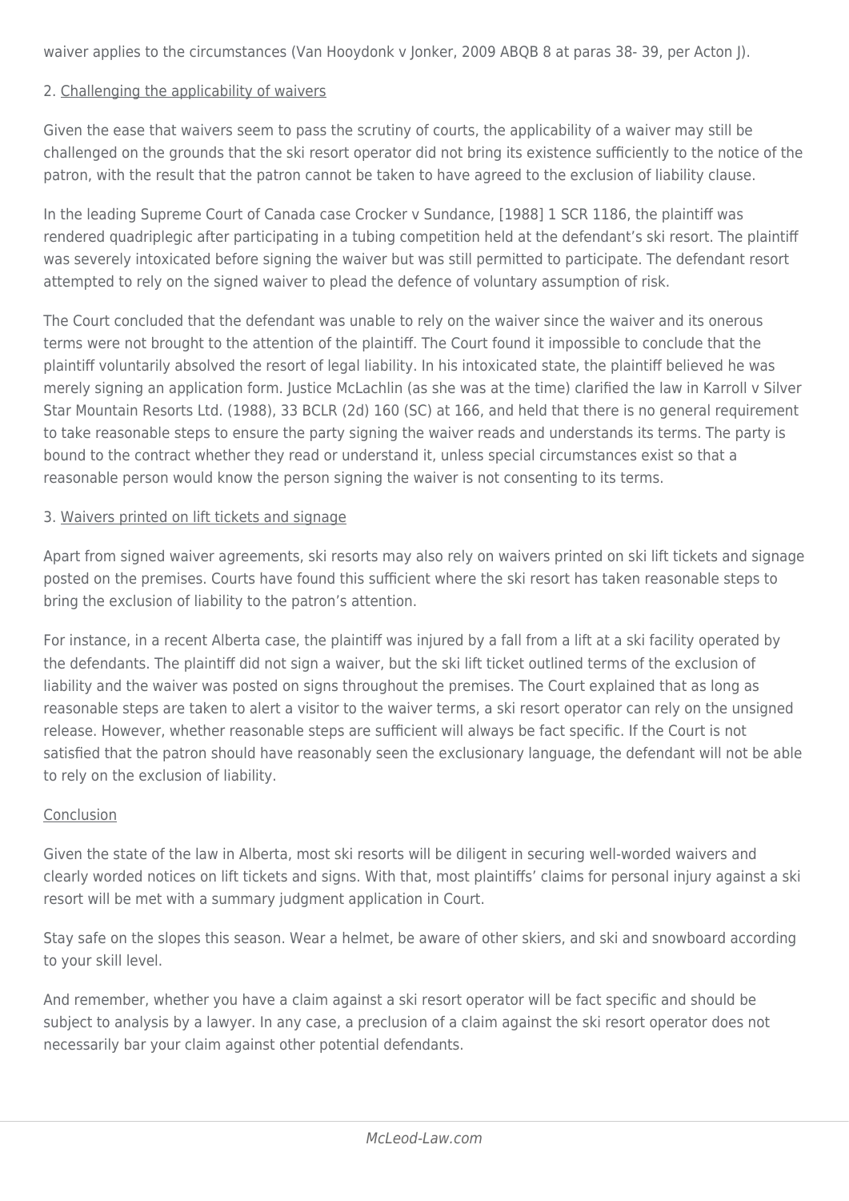waiver applies to the circumstances (Van Hooydonk v Jonker, 2009 ABQB 8 at paras 38- 39, per Acton J).

2. Challenging the applicability of waivers

Given the ease that waivers seem to pass the scrutiny of courts, the applicability of a waiver may still be challenged on the grounds that the ski resort operator did not bring its existence sufficiently to the notice of the patron, with the result that the patron cannot be taken to have agreed to the exclusion of liability clause.

In the leading Supreme Court of Canada case Crocker v Sundance, [1988] 1 SCR 1186, the plaintiff was rendered quadriplegic after participating in a tubing competition held at the defendant's ski resort. The plaintiff was severely intoxicated before signing the waiver but was still permitted to participate. The defendant resort attempted to rely on the signed waiver to plead the defence of voluntary assumption of risk.

The Court concluded that the defendant was unable to rely on the waiver since the waiver and its onerous terms were not brought to the attention of the plaintiff. The Court found it impossible to conclude that the plaintiff voluntarily absolved the resort of legal liability. In his intoxicated state, the plaintiff believed he was merely signing an application form. Justice McLachlin (as she was at the time) clarified the law in Karroll v Silver Star Mountain Resorts Ltd. (1988), 33 BCLR (2d) 160 (SC) at 166, and held that there is no general requirement to take reasonable steps to ensure the party signing the waiver reads and understands its terms. The party is bound to the contract whether they read or understand it, unless special circumstances exist so that a reasonable person would know the person signing the waiver is not consenting to its terms.

3. Waivers printed on lift tickets and signage

Apart from signed waiver agreements, ski resorts may also rely on waivers printed on ski lift tickets and signage posted on the premises. Courts have found this sufficient where the ski resort has taken reasonable steps to bring the exclusion of liability to the patron's attention.

For instance, in a recent Alberta case, the plaintiff was injured by a fall from a lift at a ski facility operated by the defendants. The plaintiff did not sign a waiver, but the ski lift ticket outlined terms of the exclusion of liability and the waiver was posted on signs throughout the premises. The Court explained that as long as reasonable steps are taken to alert a visitor to the waiver terms, a ski resort operator can rely on the unsigned release. However, whether reasonable steps are sufficient will always be fact specific. If the Court is not satisfied that the patron should have reasonably seen the exclusionary language, the defendant will not be able to rely on the exclusion of liability.

Conclusion

Given the state of the law in Alberta, most ski resorts will be diligent in securing well-worded waivers and clearly worded notices on lift tickets and signs. With that, most plaintiffs' claims for personal injury against a ski resort will be met with a summary judgment application in Court.

Stay safe on the slopes this season. Wear a helmet, be aware of other skiers, and ski and snowboard according to your skill level.

And remember, whether you have a claim against a ski resort operator will be fact specific and should be subject to analysis by a lawyer. In any case, a preclusion of a claim against the ski resort operator does not necessarily bar your claim against other potential defendants.